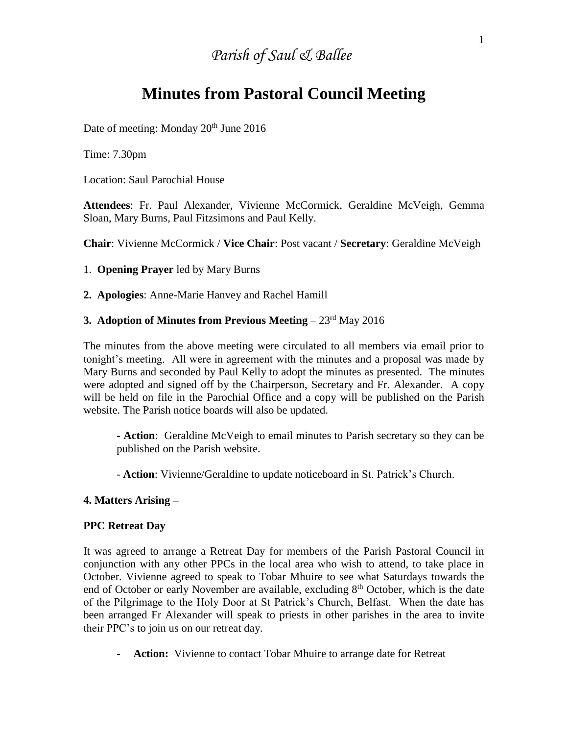*Parish of Saul & Ballee*

# Minutes from Pastoral Council Meeting

Date of meeting: Monday 20th June 2016

Time: 7.30pm

Location: Saul Parochial House

**Attendees**: Fr. Paul Alexander, Vivienne McCormick, Geraldine McVeigh, Gemma Sloan, Mary Burns, Paul Fitzsimons and Paul Kelly.

**Chair**: Vivienne McCormick / **Vice Chair**: Post vacant / **Secretary**: Geraldine McVeigh

1. **Opening Prayer** led by Mary Burns

**2. Apologies**: Anne-Marie Hanvey and Rachel Hamill

**3. Adoption of Minutes from Previous Meeting** – 23rd May 2016

The minutes from the above meeting were circulated to all members via email prior to tonight's meeting. All were in agreement with the minutes and a proposal was made by Mary Burns and seconded by Paul Kelly to adopt the minutes as presented. The minutes were adopted and signed off by the Chairperson, Secretary and Fr. Alexander. A copy will be held on file in the Parochial Office and a copy will be published on the Parish website. The Parish notice boards will also be updated.

> - **Action**: Geraldine McVeigh to email minutes to Parish secretary so they can be published on the Parish website.
>
> - **Action**: Vivienne/Geraldine to update noticeboard in St. Patrick's Church.

**4. Matters Arising –**

**PPC Retreat Day**

It was agreed to arrange a Retreat Day for members of the Parish Pastoral Council in conjunction with any other PPCs in the local area who wish to attend, to take place in October. Vivienne agreed to speak to Tobar Mhuire to see what Saturdays towards the end of October or early November are available, excluding 8th October, which is the date of the Pilgrimage to the Holy Door at St Patrick's Church, Belfast. When the date has been arranged Fr Alexander will speak to priests in other parishes in the area to invite their PPC's to join us on our retreat day.

- **Action:** Vivienne to contact Tobar Mhuire to arrange date for Retreat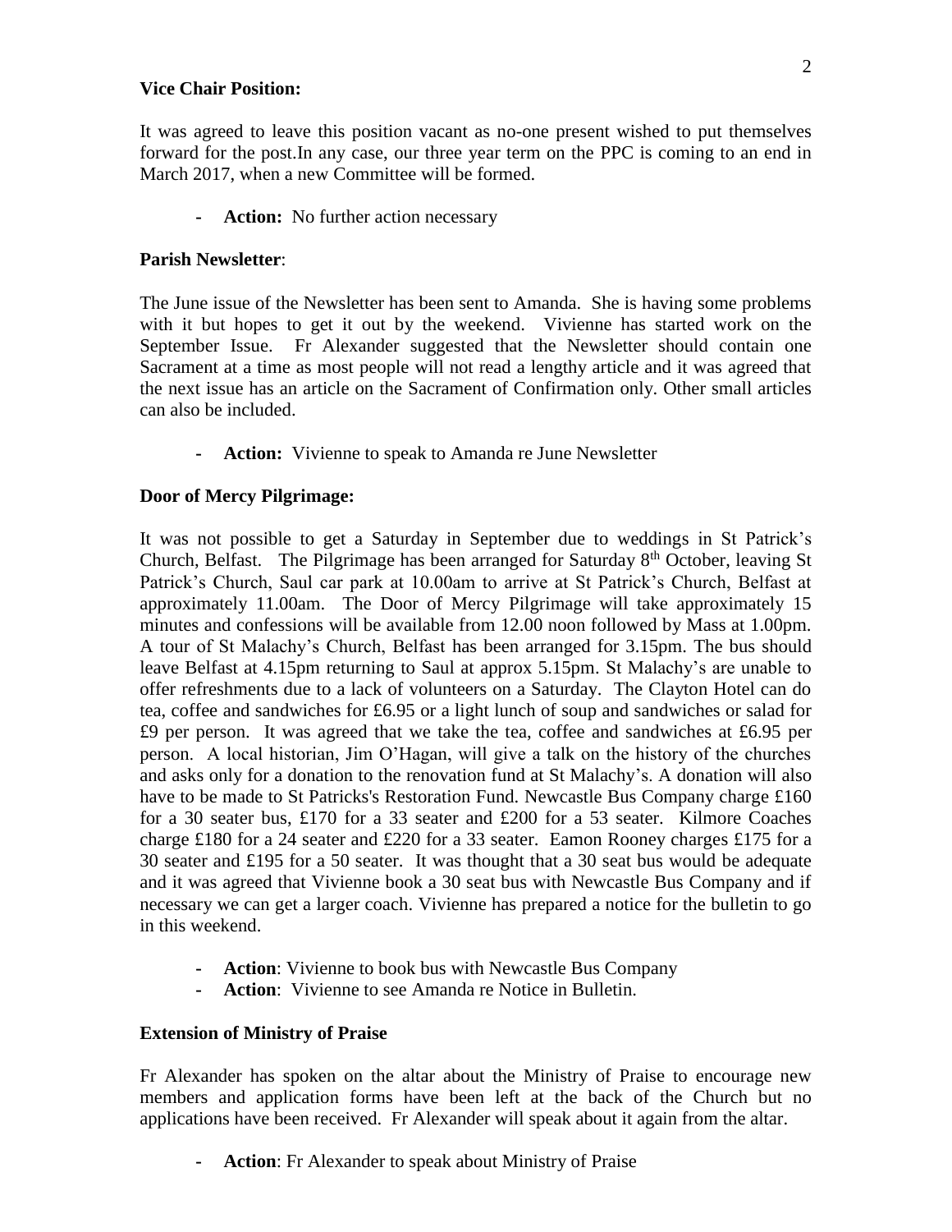**Vice Chair Position:**

It was agreed to leave this position vacant as no-one present wished to put themselves forward for the post.In any case, our three year term on the PPC is coming to an end in March 2017, when a new Committee will be formed.

- **Action:** No further action necessary

**Parish Newsletter**:

The June issue of the Newsletter has been sent to Amanda. She is having some problems with it but hopes to get it out by the weekend. Vivienne has started work on the September Issue. Fr Alexander suggested that the Newsletter should contain one Sacrament at a time as most people will not read a lengthy article and it was agreed that the next issue has an article on the Sacrament of Confirmation only. Other small articles can also be included.

- **Action:** Vivienne to speak to Amanda re June Newsletter

**Door of Mercy Pilgrimage:**

It was not possible to get a Saturday in September due to weddings in St Patrick's Church, Belfast. The Pilgrimage has been arranged for Saturday 8th October, leaving St Patrick's Church, Saul car park at 10.00am to arrive at St Patrick's Church, Belfast at approximately 11.00am. The Door of Mercy Pilgrimage will take approximately 15 minutes and confessions will be available from 12.00 noon followed by Mass at 1.00pm. A tour of St Malachy's Church, Belfast has been arranged for 3.15pm. The bus should leave Belfast at 4.15pm returning to Saul at approx 5.15pm. St Malachy's are unable to offer refreshments due to a lack of volunteers on a Saturday. The Clayton Hotel can do tea, coffee and sandwiches for £6.95 or a light lunch of soup and sandwiches or salad for £9 per person. It was agreed that we take the tea, coffee and sandwiches at £6.95 per person. A local historian, Jim O'Hagan, will give a talk on the history of the churches and asks only for a donation to the renovation fund at St Malachy's. A donation will also have to be made to St Patricks's Restoration Fund. Newcastle Bus Company charge £160 for a 30 seater bus, £170 for a 33 seater and £200 for a 53 seater. Kilmore Coaches charge £180 for a 24 seater and £220 for a 33 seater. Eamon Rooney charges £175 for a 30 seater and £195 for a 50 seater. It was thought that a 30 seat bus would be adequate and it was agreed that Vivienne book a 30 seat bus with Newcastle Bus Company and if necessary we can get a larger coach. Vivienne has prepared a notice for the bulletin to go in this weekend.

- **Action**: Vivienne to book bus with Newcastle Bus Company
- **Action**: Vivienne to see Amanda re Notice in Bulletin.

**Extension of Ministry of Praise**

Fr Alexander has spoken on the altar about the Ministry of Praise to encourage new members and application forms have been left at the back of the Church but no applications have been received. Fr Alexander will speak about it again from the altar.

- **Action**: Fr Alexander to speak about Ministry of Praise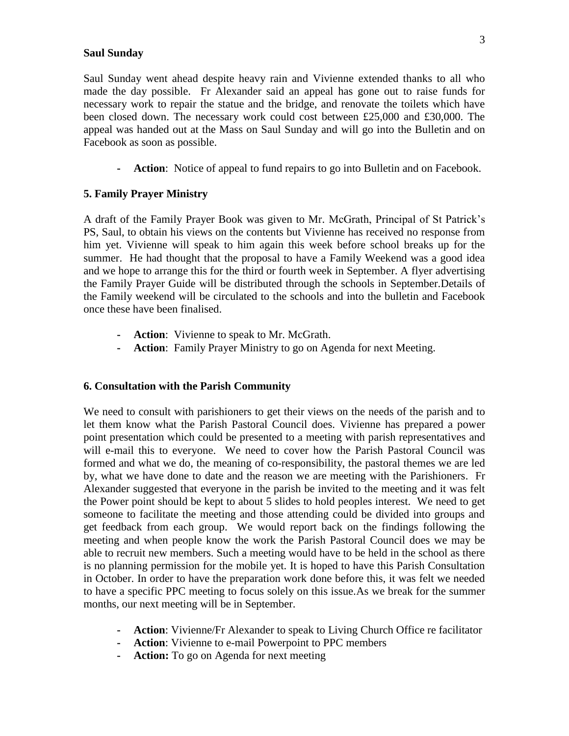**Saul Sunday**

Saul Sunday went ahead despite heavy rain and Vivienne extended thanks to all who made the day possible. Fr Alexander said an appeal has gone out to raise funds for necessary work to repair the statue and the bridge, and renovate the toilets which have been closed down. The necessary work could cost between £25,000 and £30,000. The appeal was handed out at the Mass on Saul Sunday and will go into the Bulletin and on Facebook as soon as possible.

- **Action**: Notice of appeal to fund repairs to go into Bulletin and on Facebook.

**5. Family Prayer Ministry**

A draft of the Family Prayer Book was given to Mr. McGrath, Principal of St Patrick's PS, Saul, to obtain his views on the contents but Vivienne has received no response from him yet. Vivienne will speak to him again this week before school breaks up for the summer. He had thought that the proposal to have a Family Weekend was a good idea and we hope to arrange this for the third or fourth week in September. A flyer advertising the Family Prayer Guide will be distributed through the schools in September.Details of the Family weekend will be circulated to the schools and into the bulletin and Facebook once these have been finalised.

- **Action**: Vivienne to speak to Mr. McGrath.
- **Action**: Family Prayer Ministry to go on Agenda for next Meeting.

**6. Consultation with the Parish Community**

We need to consult with parishioners to get their views on the needs of the parish and to let them know what the Parish Pastoral Council does. Vivienne has prepared a power point presentation which could be presented to a meeting with parish representatives and will e-mail this to everyone. We need to cover how the Parish Pastoral Council was formed and what we do, the meaning of co-responsibility, the pastoral themes we are led by, what we have done to date and the reason we are meeting with the Parishioners. Fr Alexander suggested that everyone in the parish be invited to the meeting and it was felt the Power point should be kept to about 5 slides to hold peoples interest. We need to get someone to facilitate the meeting and those attending could be divided into groups and get feedback from each group. We would report back on the findings following the meeting and when people know the work the Parish Pastoral Council does we may be able to recruit new members. Such a meeting would have to be held in the school as there is no planning permission for the mobile yet. It is hoped to have this Parish Consultation in October. In order to have the preparation work done before this, it was felt we needed to have a specific PPC meeting to focus solely on this issue.As we break for the summer months, our next meeting will be in September.

- **Action**: Vivienne/Fr Alexander to speak to Living Church Office re facilitator
- **Action**: Vivienne to e-mail Powerpoint to PPC members
- **Action:** To go on Agenda for next meeting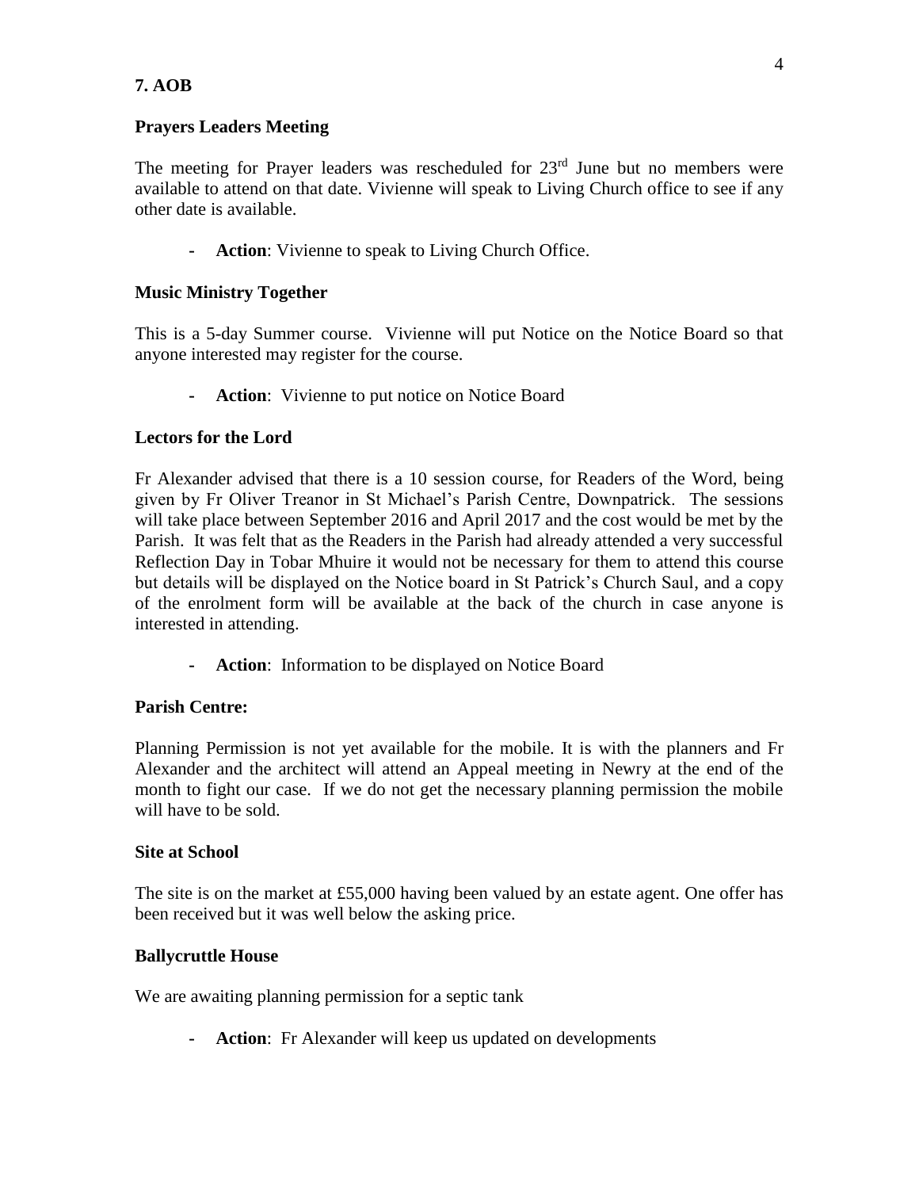## 7. AOB

### Prayers Leaders Meeting

The meeting for Prayer leaders was rescheduled for 23rd June but no members were available to attend on that date. Vivienne will speak to Living Church office to see if any other date is available.

- **Action**: Vivienne to speak to Living Church Office.

### Music Ministry Together

This is a 5-day Summer course. Vivienne will put Notice on the Notice Board so that anyone interested may register for the course.

- **Action**: Vivienne to put notice on Notice Board

### Lectors for the Lord

Fr Alexander advised that there is a 10 session course, for Readers of the Word, being given by Fr Oliver Treanor in St Michael's Parish Centre, Downpatrick. The sessions will take place between September 2016 and April 2017 and the cost would be met by the Parish. It was felt that as the Readers in the Parish had already attended a very successful Reflection Day in Tobar Mhuire it would not be necessary for them to attend this course but details will be displayed on the Notice board in St Patrick's Church Saul, and a copy of the enrolment form will be available at the back of the church in case anyone is interested in attending.

- **Action**: Information to be displayed on Notice Board

### Parish Centre:

Planning Permission is not yet available for the mobile. It is with the planners and Fr Alexander and the architect will attend an Appeal meeting in Newry at the end of the month to fight our case. If we do not get the necessary planning permission the mobile will have to be sold.

### Site at School

The site is on the market at £55,000 having been valued by an estate agent. One offer has been received but it was well below the asking price.

### Ballycruttle House

We are awaiting planning permission for a septic tank

- **Action**: Fr Alexander will keep us updated on developments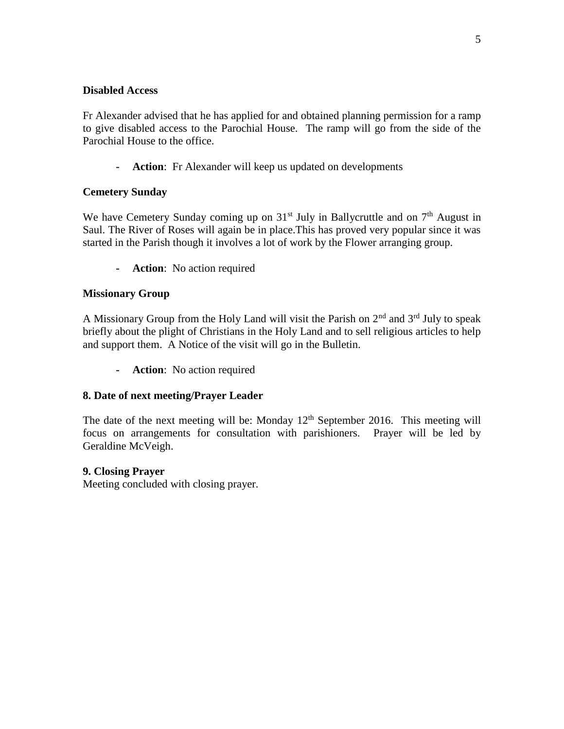**Disabled Access**

Fr Alexander advised that he has applied for and obtained planning permission for a ramp to give disabled access to the Parochial House. The ramp will go from the side of the Parochial House to the office.

- **Action**: Fr Alexander will keep us updated on developments

**Cemetery Sunday**

We have Cemetery Sunday coming up on 31st July in Ballycruttle and on 7th August in Saul. The River of Roses will again be in place.This has proved very popular since it was started in the Parish though it involves a lot of work by the Flower arranging group.

- **Action**: No action required

**Missionary Group**

A Missionary Group from the Holy Land will visit the Parish on 2nd and 3rd July to speak briefly about the plight of Christians in the Holy Land and to sell religious articles to help and support them. A Notice of the visit will go in the Bulletin.

- **Action**: No action required

**8. Date of next meeting/Prayer Leader**

The date of the next meeting will be: Monday 12th September 2016. This meeting will focus on arrangements for consultation with parishioners. Prayer will be led by Geraldine McVeigh.

**9. Closing Prayer**

Meeting concluded with closing prayer.